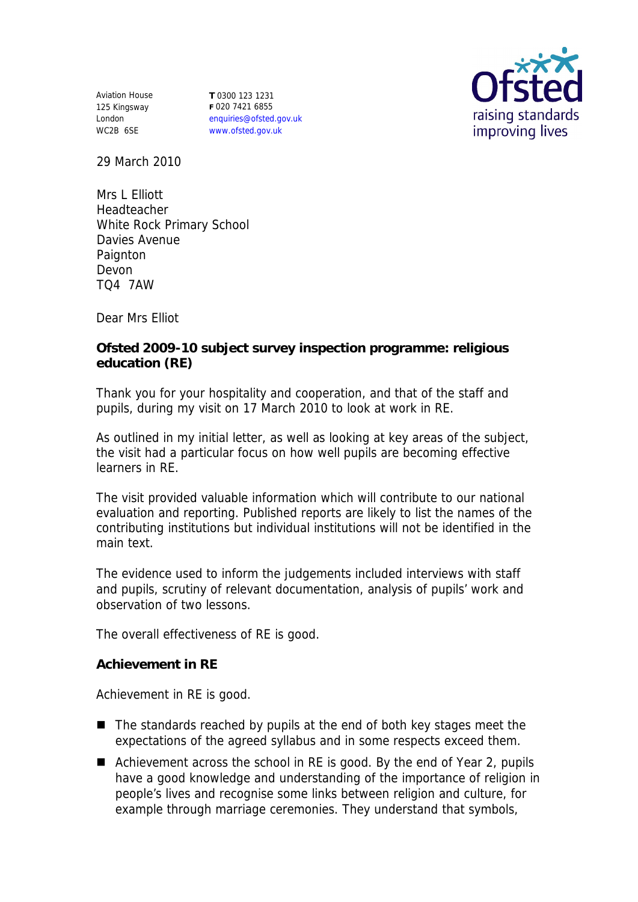Aviation House
125 Kingsway
London
WC2B 6SE

**T** 0300 123 1231
**F** 020 7421 6855
enquiries@ofsted.gov.uk
www.ofsted.gov.uk

Ofsted
raising standards
improving lives

29 March 2010

Mrs L Elliott
Headteacher
White Rock Primary School
Davies Avenue
Paignton
Devon
TQ4 7AW

Dear Mrs Elliot

**Ofsted 2009-10 subject survey inspection programme: religious education (RE)**

Thank you for your hospitality and cooperation, and that of the staff and pupils, during my visit on 17 March 2010 to look at work in RE.

As outlined in my initial letter, as well as looking at key areas of the subject, the visit had a particular focus on how well pupils are becoming effective learners in RE.

The visit provided valuable information which will contribute to our national evaluation and reporting. Published reports are likely to list the names of the contributing institutions but individual institutions will not be identified in the main text.

The evidence used to inform the judgements included interviews with staff and pupils, scrutiny of relevant documentation, analysis of pupils' work and observation of two lessons.

The overall effectiveness of RE is good.

**Achievement in RE**

Achievement in RE is good.

- The standards reached by pupils at the end of both key stages meet the expectations of the agreed syllabus and in some respects exceed them.
- Achievement across the school in RE is good. By the end of Year 2, pupils have a good knowledge and understanding of the importance of religion in people's lives and recognise some links between religion and culture, for example through marriage ceremonies. They understand that symbols,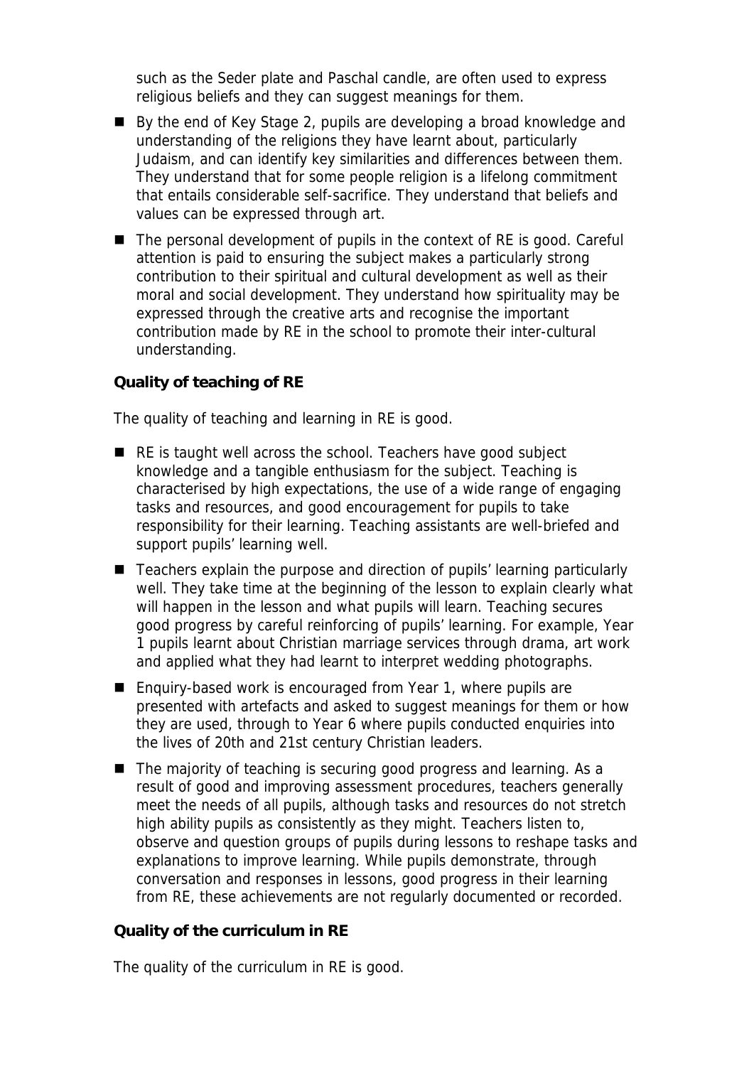such as the Seder plate and Paschal candle, are often used to express religious beliefs and they can suggest meanings for them.

- By the end of Key Stage 2, pupils are developing a broad knowledge and understanding of the religions they have learnt about, particularly Judaism, and can identify key similarities and differences between them. They understand that for some people religion is a lifelong commitment that entails considerable self-sacrifice. They understand that beliefs and values can be expressed through art.
- The personal development of pupils in the context of RE is good. Careful attention is paid to ensuring the subject makes a particularly strong contribution to their spiritual and cultural development as well as their moral and social development. They understand how spirituality may be expressed through the creative arts and recognise the important contribution made by RE in the school to promote their inter-cultural understanding.

**Quality of teaching of RE**

The quality of teaching and learning in RE is good.

- RE is taught well across the school. Teachers have good subject knowledge and a tangible enthusiasm for the subject. Teaching is characterised by high expectations, the use of a wide range of engaging tasks and resources, and good encouragement for pupils to take responsibility for their learning. Teaching assistants are well-briefed and support pupils' learning well.
- Teachers explain the purpose and direction of pupils' learning particularly well. They take time at the beginning of the lesson to explain clearly what will happen in the lesson and what pupils will learn. Teaching secures good progress by careful reinforcing of pupils' learning. For example, Year 1 pupils learnt about Christian marriage services through drama, art work and applied what they had learnt to interpret wedding photographs.
- Enquiry-based work is encouraged from Year 1, where pupils are presented with artefacts and asked to suggest meanings for them or how they are used, through to Year 6 where pupils conducted enquiries into the lives of 20th and 21st century Christian leaders.
- The majority of teaching is securing good progress and learning. As a result of good and improving assessment procedures, teachers generally meet the needs of all pupils, although tasks and resources do not stretch high ability pupils as consistently as they might. Teachers listen to, observe and question groups of pupils during lessons to reshape tasks and explanations to improve learning. While pupils demonstrate, through conversation and responses in lessons, good progress in their learning from RE, these achievements are not regularly documented or recorded.

**Quality of the curriculum in RE**

The quality of the curriculum in RE is good.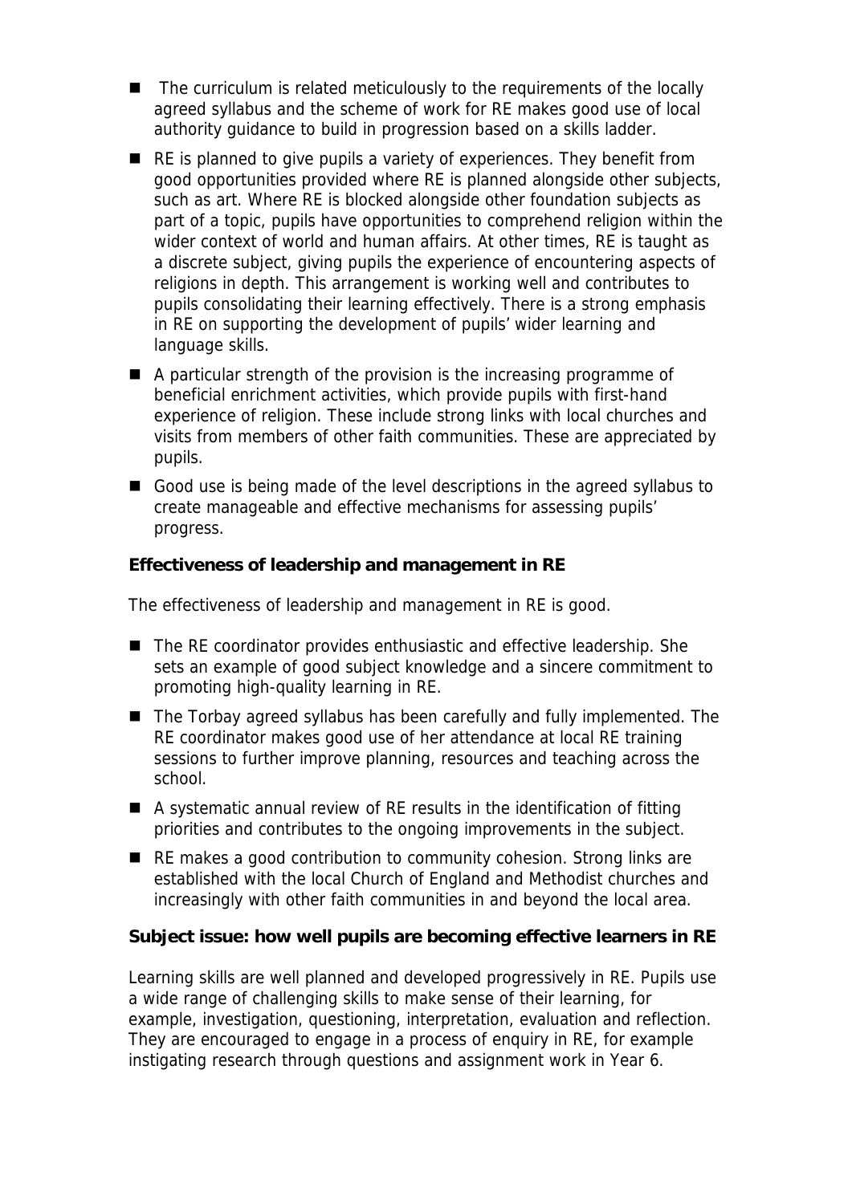- The curriculum is related meticulously to the requirements of the locally agreed syllabus and the scheme of work for RE makes good use of local authority guidance to build in progression based on a skills ladder.
- RE is planned to give pupils a variety of experiences. They benefit from good opportunities provided where RE is planned alongside other subjects, such as art. Where RE is blocked alongside other foundation subjects as part of a topic, pupils have opportunities to comprehend religion within the wider context of world and human affairs. At other times, RE is taught as a discrete subject, giving pupils the experience of encountering aspects of religions in depth. This arrangement is working well and contributes to pupils consolidating their learning effectively. There is a strong emphasis in RE on supporting the development of pupils' wider learning and language skills.
- A particular strength of the provision is the increasing programme of beneficial enrichment activities, which provide pupils with first-hand experience of religion. These include strong links with local churches and visits from members of other faith communities. These are appreciated by pupils.
- Good use is being made of the level descriptions in the agreed syllabus to create manageable and effective mechanisms for assessing pupils' progress.

**Effectiveness of leadership and management in RE**

The effectiveness of leadership and management in RE is good.

- The RE coordinator provides enthusiastic and effective leadership. She sets an example of good subject knowledge and a sincere commitment to promoting high-quality learning in RE.
- The Torbay agreed syllabus has been carefully and fully implemented. The RE coordinator makes good use of her attendance at local RE training sessions to further improve planning, resources and teaching across the school.
- A systematic annual review of RE results in the identification of fitting priorities and contributes to the ongoing improvements in the subject.
- RE makes a good contribution to community cohesion. Strong links are established with the local Church of England and Methodist churches and increasingly with other faith communities in and beyond the local area.

**Subject issue: how well pupils are becoming effective learners in RE**

Learning skills are well planned and developed progressively in RE. Pupils use a wide range of challenging skills to make sense of their learning, for example, investigation, questioning, interpretation, evaluation and reflection. They are encouraged to engage in a process of enquiry in RE, for example instigating research through questions and assignment work in Year 6.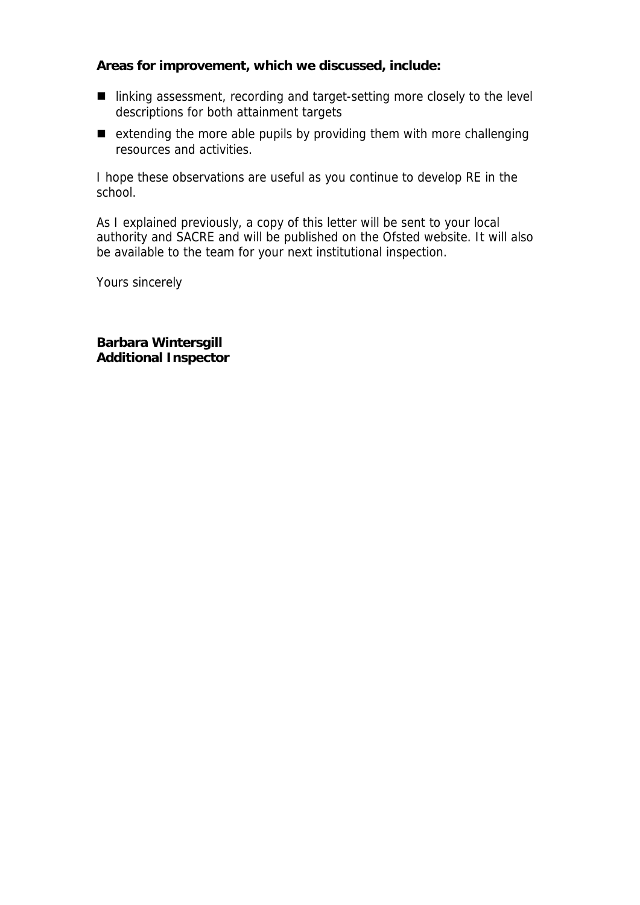**Areas for improvement, which we discussed, include:**

- linking assessment, recording and target-setting more closely to the level descriptions for both attainment targets
- extending the more able pupils by providing them with more challenging resources and activities.

I hope these observations are useful as you continue to develop RE in the school.

As I explained previously, a copy of this letter will be sent to your local authority and SACRE and will be published on the Ofsted website. It will also be available to the team for your next institutional inspection.

Yours sincerely

**Barbara Wintersgill**
**Additional Inspector**